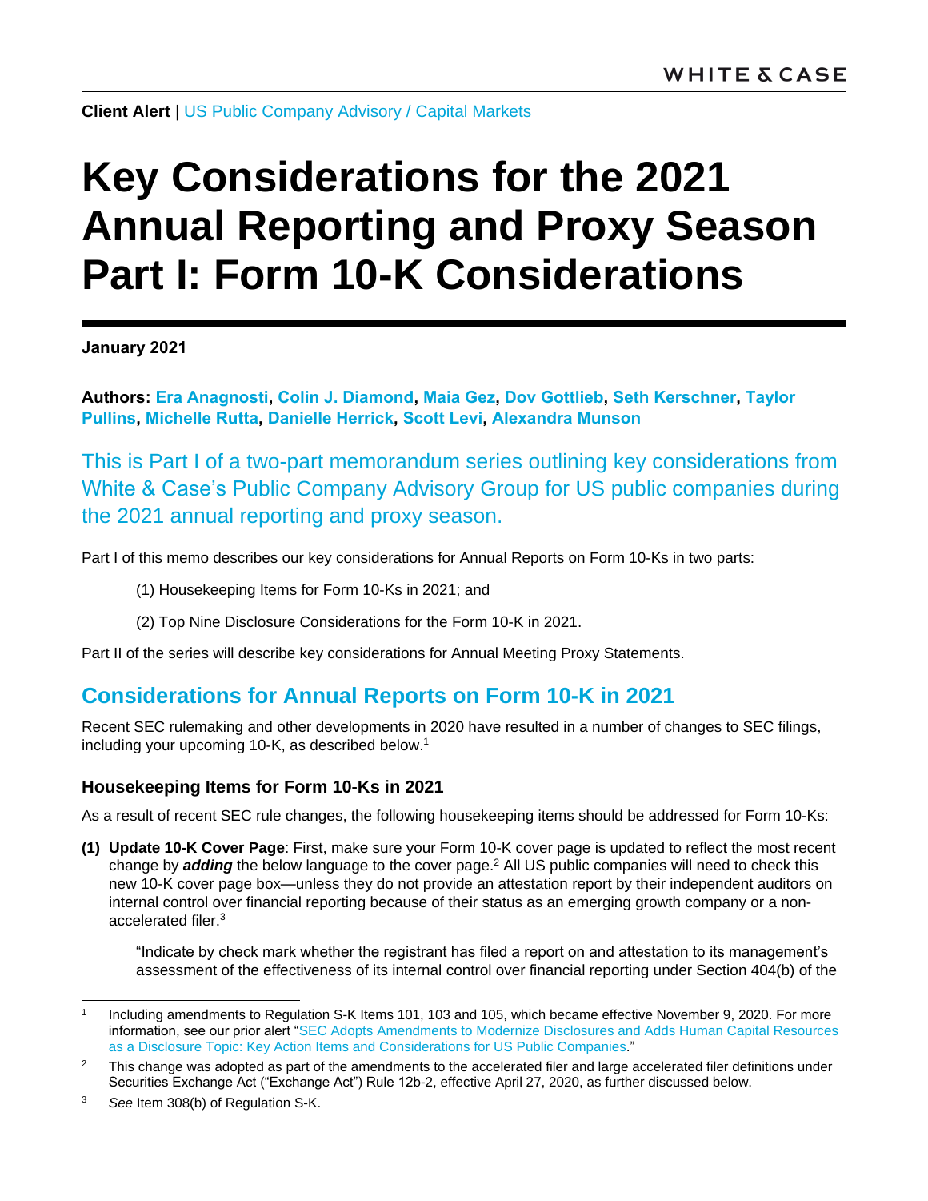**Client Alert** | US Public Company Advisory / Capital Markets

# Key Considerations for the 2021 Annual Reporting and Proxy Season Part I: Form 10-K Considerations

**January 2021**

**Authors: Era Anagnosti, Colin J. Diamond, Maia Gez, Dov Gottlieb, Seth Kerschner, Taylor Pullins, Michelle Rutta, Danielle Herrick, Scott Levi, Alexandra Munson**

This is Part I of a two-part memorandum series outlining key considerations from White & Case's Public Company Advisory Group for US public companies during the 2021 annual reporting and proxy season.

Part I of this memo describes our key considerations for Annual Reports on Form 10-Ks in two parts:

(1) Housekeeping Items for Form 10-Ks in 2021; and

(2) Top Nine Disclosure Considerations for the Form 10-K in 2021.

Part II of the series will describe key considerations for Annual Meeting Proxy Statements.

## Considerations for Annual Reports on Form 10-K in 2021

Recent SEC rulemaking and other developments in 2020 have resulted in a number of changes to SEC filings, including your upcoming 10-K, as described below.[1]

### Housekeeping Items for Form 10-Ks in 2021

As a result of recent SEC rule changes, the following housekeeping items should be addressed for Form 10-Ks:

**(1) Update 10-K Cover Page**: First, make sure your Form 10-K cover page is updated to reflect the most recent change by ***adding*** the below language to the cover page.[2] All US public companies will need to check this new 10-K cover page box—unless they do not provide an attestation report by their independent auditors on internal control over financial reporting because of their status as an emerging growth company or a non-accelerated filer.[3]

> "Indicate by check mark whether the registrant has filed a report on and attestation to its management's assessment of the effectiveness of its internal control over financial reporting under Section 404(b) of the

---

[1] Including amendments to Regulation S-K Items 101, 103 and 105, which became effective November 9, 2020. For more information, see our prior alert "SEC Adopts Amendments to Modernize Disclosures and Adds Human Capital Resources as a Disclosure Topic: Key Action Items and Considerations for US Public Companies."

[2] This change was adopted as part of the amendments to the accelerated filer and large accelerated filer definitions under Securities Exchange Act ("Exchange Act") Rule 12b-2, effective April 27, 2020, as further discussed below.

[3] *See* Item 308(b) of Regulation S-K.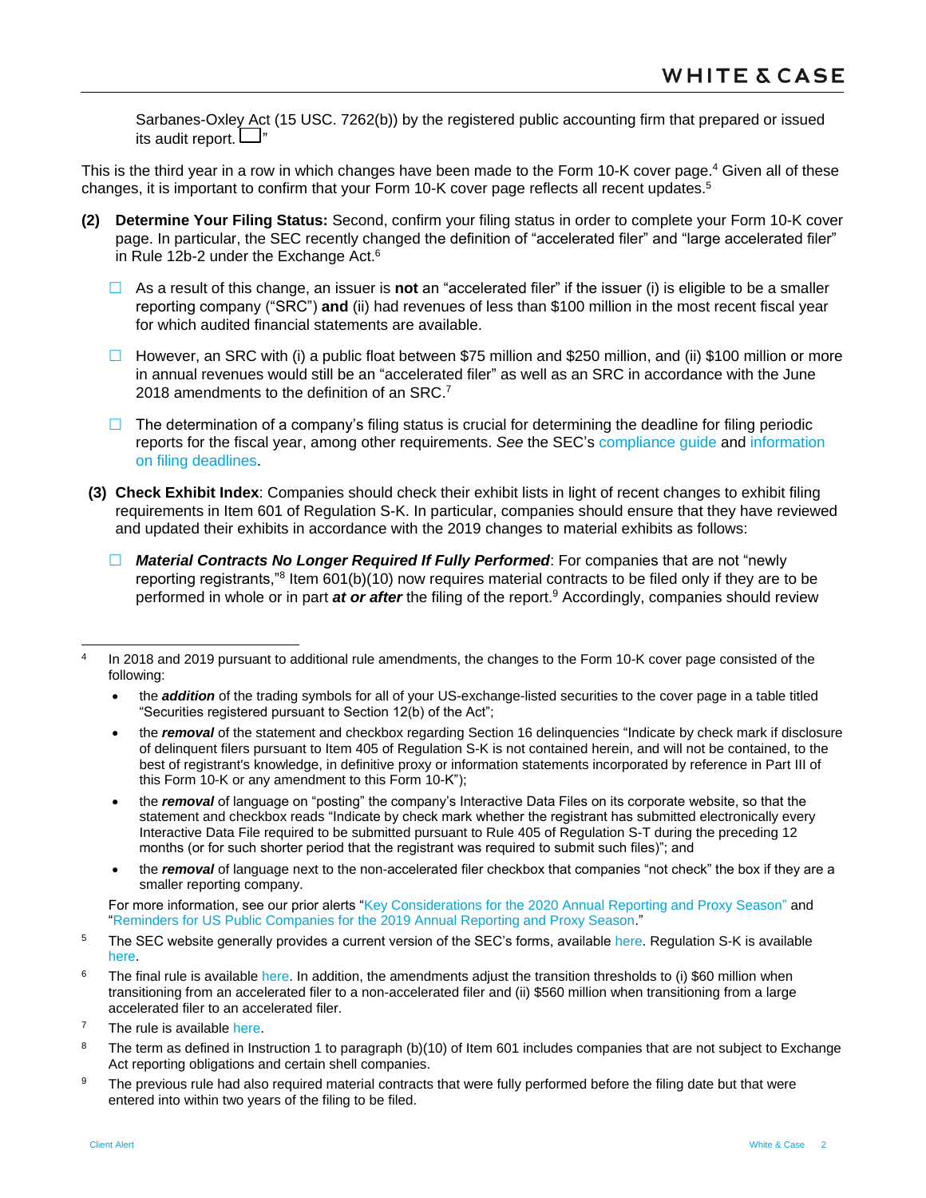Sarbanes-Oxley Act (15 USC. 7262(b)) by the registered public accounting firm that prepared or issued its audit report. ☐"

This is the third year in a row in which changes have been made to the Form 10-K cover page.[4] Given all of these changes, it is important to confirm that your Form 10-K cover page reflects all recent updates.[5]

**(2) Determine Your Filing Status:** Second, confirm your filing status in order to complete your Form 10-K cover page. In particular, the SEC recently changed the definition of "accelerated filer" and "large accelerated filer" in Rule 12b-2 under the Exchange Act.[6]

- ☐ As a result of this change, an issuer is **not** an "accelerated filer" if the issuer (i) is eligible to be a smaller reporting company ("SRC") **and** (ii) had revenues of less than $100 million in the most recent fiscal year for which audited financial statements are available.
- ☐ However, an SRC with (i) a public float between $75 million and $250 million, and (ii) $100 million or more in annual revenues would still be an "accelerated filer" as well as an SRC in accordance with the June 2018 amendments to the definition of an SRC.[7]
- ☐ The determination of a company's filing status is crucial for determining the deadline for filing periodic reports for the fiscal year, among other requirements. *See* the SEC's compliance guide and information on filing deadlines.

**(3) Check Exhibit Index**: Companies should check their exhibit lists in light of recent changes to exhibit filing requirements in Item 601 of Regulation S-K. In particular, companies should ensure that they have reviewed and updated their exhibits in accordance with the 2019 changes to material exhibits as follows:

- ☐ ***Material Contracts No Longer Required If Fully Performed***: For companies that are not "newly reporting registrants,"[8] Item 601(b)(10) now requires material contracts to be filed only if they are to be performed in whole or in part ***at or after*** the filing of the report.[9] Accordingly, companies should review

---

[4] In 2018 and 2019 pursuant to additional rule amendments, the changes to the Form 10-K cover page consisted of the following:

- the ***addition*** of the trading symbols for all of your US-exchange-listed securities to the cover page in a table titled "Securities registered pursuant to Section 12(b) of the Act";
- the ***removal*** of the statement and checkbox regarding Section 16 delinquencies "Indicate by check mark if disclosure of delinquent filers pursuant to Item 405 of Regulation S-K is not contained herein, and will not be contained, to the best of registrant's knowledge, in definitive proxy or information statements incorporated by reference in Part III of this Form 10-K or any amendment to this Form 10-K");
- the ***removal*** of language on "posting" the company's Interactive Data Files on its corporate website, so that the statement and checkbox reads "Indicate by check mark whether the registrant has submitted electronically every Interactive Data File required to be submitted pursuant to Rule 405 of Regulation S-T during the preceding 12 months (or for such shorter period that the registrant was required to submit such files)"; and
- the ***removal*** of language next to the non-accelerated filer checkbox that companies "not check" the box if they are a smaller reporting company.

For more information, see our prior alerts "Key Considerations for the 2020 Annual Reporting and Proxy Season" and "Reminders for US Public Companies for the 2019 Annual Reporting and Proxy Season."

[5] The SEC website generally provides a current version of the SEC's forms, available here. Regulation S-K is available here.

[6] The final rule is available here. In addition, the amendments adjust the transition thresholds to (i) $60 million when transitioning from an accelerated filer to a non-accelerated filer and (ii) $560 million when transitioning from a large accelerated filer to an accelerated filer.

[7] The rule is available here.

[8] The term as defined in Instruction 1 to paragraph (b)(10) of Item 601 includes companies that are not subject to Exchange Act reporting obligations and certain shell companies.

[9] The previous rule had also required material contracts that were fully performed before the filing date but that were entered into within two years of the filing to be filed.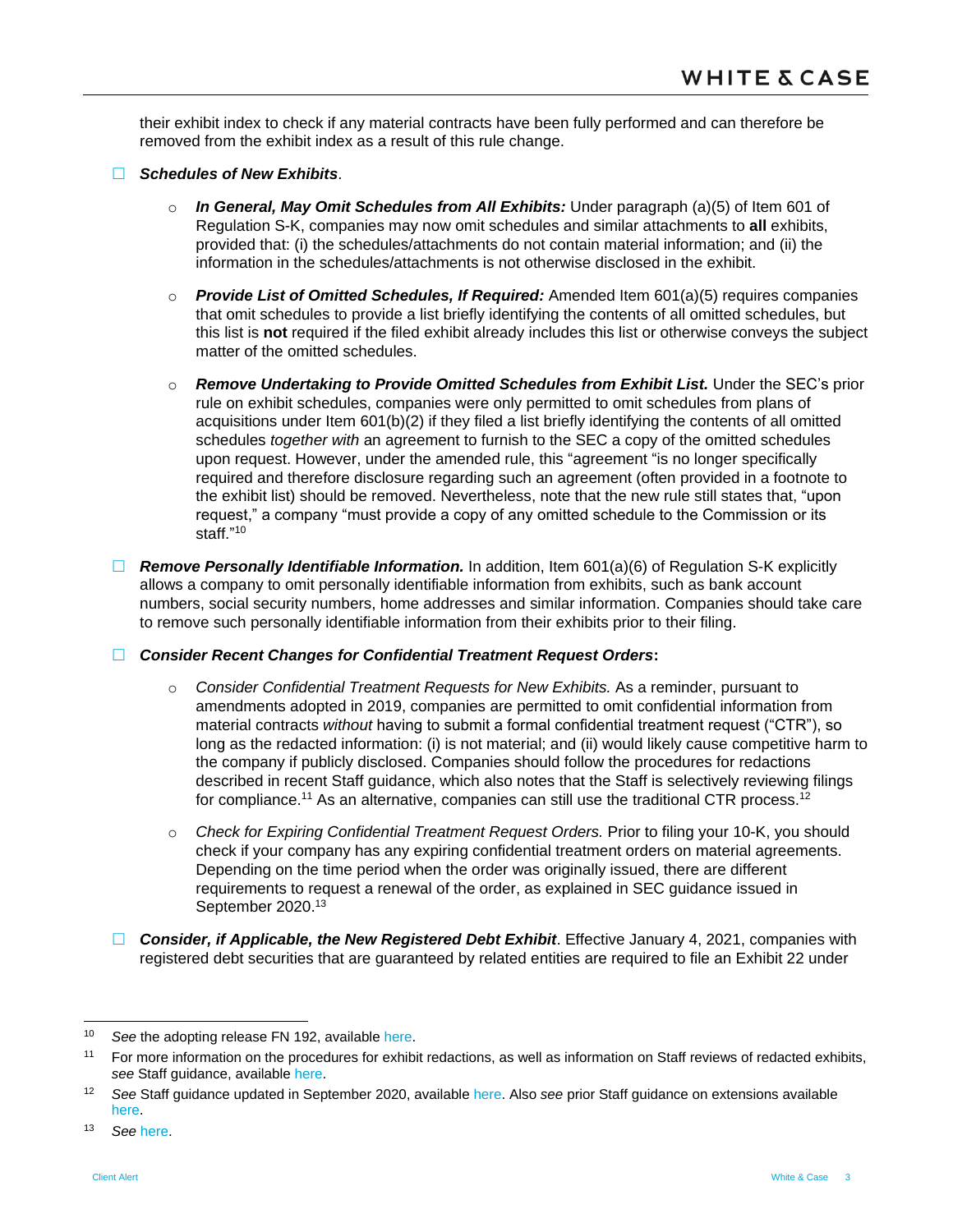their exhibit index to check if any material contracts have been fully performed and can therefore be removed from the exhibit index as a result of this rule change.

- ☐ ***Schedules of New Exhibits***.
  - ***In General, May Omit Schedules from All Exhibits:*** Under paragraph (a)(5) of Item 601 of Regulation S-K, companies may now omit schedules and similar attachments to **all** exhibits, provided that: (i) the schedules/attachments do not contain material information; and (ii) the information in the schedules/attachments is not otherwise disclosed in the exhibit.
  - ***Provide List of Omitted Schedules, If Required:*** Amended Item 601(a)(5) requires companies that omit schedules to provide a list briefly identifying the contents of all omitted schedules, but this list is **not** required if the filed exhibit already includes this list or otherwise conveys the subject matter of the omitted schedules.
  - ***Remove Undertaking to Provide Omitted Schedules from Exhibit List.*** Under the SEC's prior rule on exhibit schedules, companies were only permitted to omit schedules from plans of acquisitions under Item 601(b)(2) if they filed a list briefly identifying the contents of all omitted schedules *together with* an agreement to furnish to the SEC a copy of the omitted schedules upon request. However, under the amended rule, this "agreement "is no longer specifically required and therefore disclosure regarding such an agreement (often provided in a footnote to the exhibit list) should be removed. Nevertheless, note that the new rule still states that, "upon request," a company "must provide a copy of any omitted schedule to the Commission or its staff."[10]
- ☐ ***Remove Personally Identifiable Information.*** In addition, Item 601(a)(6) of Regulation S-K explicitly allows a company to omit personally identifiable information from exhibits, such as bank account numbers, social security numbers, home addresses and similar information. Companies should take care to remove such personally identifiable information from their exhibits prior to their filing.
- ☐ ***Consider Recent Changes for Confidential Treatment Request Orders*****:**
  - *Consider Confidential Treatment Requests for New Exhibits.* As a reminder, pursuant to amendments adopted in 2019, companies are permitted to omit confidential information from material contracts *without* having to submit a formal confidential treatment request ("CTR"), so long as the redacted information: (i) is not material; and (ii) would likely cause competitive harm to the company if publicly disclosed. Companies should follow the procedures for redactions described in recent Staff guidance, which also notes that the Staff is selectively reviewing filings for compliance.[11] As an alternative, companies can still use the traditional CTR process.[12]
  - *Check for Expiring Confidential Treatment Request Orders.* Prior to filing your 10-K, you should check if your company has any expiring confidential treatment orders on material agreements. Depending on the time period when the order was originally issued, there are different requirements to request a renewal of the order, as explained in SEC guidance issued in September 2020.[13]
- ☐ ***Consider, if Applicable, the New Registered Debt Exhibit***. Effective January 4, 2021, companies with registered debt securities that are guaranteed by related entities are required to file an Exhibit 22 under

---

[10] *See* the adopting release FN 192, available here.

[11] For more information on the procedures for exhibit redactions, as well as information on Staff reviews of redacted exhibits, *see* Staff guidance, available here.

[12] *See* Staff guidance updated in September 2020, available here. Also *see* prior Staff guidance on extensions available here.

[13] *See* here.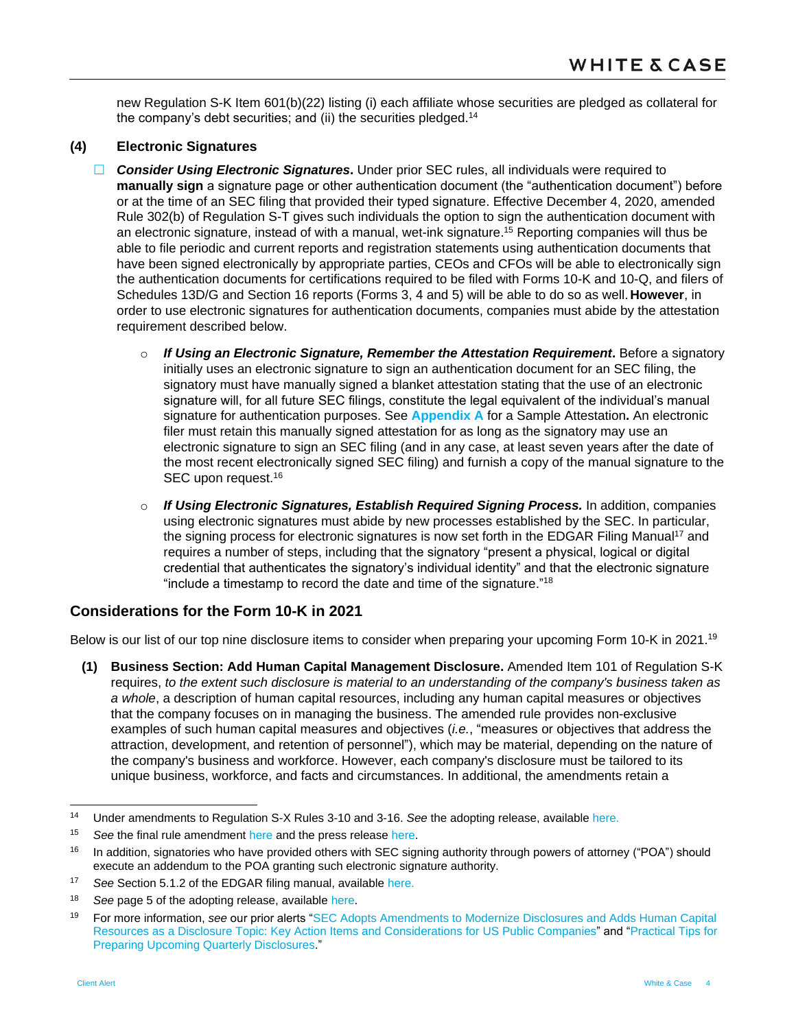new Regulation S-K Item 601(b)(22) listing (i) each affiliate whose securities are pledged as collateral for the company's debt securities; and (ii) the securities pledged.[14]

### (4) Electronic Signatures

- ☐ ***Consider Using Electronic Signatures*.** Under prior SEC rules, all individuals were required to **manually sign** a signature page or other authentication document (the "authentication document") before or at the time of an SEC filing that provided their typed signature. Effective December 4, 2020, amended Rule 302(b) of Regulation S-T gives such individuals the option to sign the authentication document with an electronic signature, instead of with a manual, wet-ink signature.[15] Reporting companies will thus be able to file periodic and current reports and registration statements using authentication documents that have been signed electronically by appropriate parties, CEOs and CFOs will be able to electronically sign the authentication documents for certifications required to be filed with Forms 10-K and 10-Q, and filers of Schedules 13D/G and Section 16 reports (Forms 3, 4 and 5) will be able to do so as well. **However**, in order to use electronic signatures for authentication documents, companies must abide by the attestation requirement described below.
  - ***If Using an Electronic Signature, Remember the Attestation Requirement*.** Before a signatory initially uses an electronic signature to sign an authentication document for an SEC filing, the signatory must have manually signed a blanket attestation stating that the use of an electronic signature will, for all future SEC filings, constitute the legal equivalent of the individual's manual signature for authentication purposes. See **Appendix A** for a Sample Attestation**.** An electronic filer must retain this manually signed attestation for as long as the signatory may use an electronic signature to sign an SEC filing (and in any case, at least seven years after the date of the most recent electronically signed SEC filing) and furnish a copy of the manual signature to the SEC upon request.[16]
  - ***If Using Electronic Signatures, Establish Required Signing Process.*** In addition, companies using electronic signatures must abide by new processes established by the SEC. In particular, the signing process for electronic signatures is now set forth in the EDGAR Filing Manual[17] and requires a number of steps, including that the signatory "present a physical, logical or digital credential that authenticates the signatory's individual identity" and that the electronic signature "include a timestamp to record the date and time of the signature."[18]

## Considerations for the Form 10-K in 2021

Below is our list of our top nine disclosure items to consider when preparing your upcoming Form 10-K in 2021.[19]

**(1) Business Section: Add Human Capital Management Disclosure.** Amended Item 101 of Regulation S-K requires, *to the extent such disclosure is material to an understanding of the company's business taken as a whole*, a description of human capital resources, including any human capital measures or objectives that the company focuses on in managing the business. The amended rule provides non-exclusive examples of such human capital measures and objectives (*i.e.*, "measures or objectives that address the attraction, development, and retention of personnel"), which may be material, depending on the nature of the company's business and workforce. However, each company's disclosure must be tailored to its unique business, workforce, and facts and circumstances. In additional, the amendments retain a

---

[14] Under amendments to Regulation S-X Rules 3-10 and 3-16. *See* the adopting release, available here.

[15] *See* the final rule amendment here and the press release here.

[16] In addition, signatories who have provided others with SEC signing authority through powers of attorney ("POA") should execute an addendum to the POA granting such electronic signature authority.

[17] *See* Section 5.1.2 of the EDGAR filing manual, available here.

[18] *See* page 5 of the adopting release, available here.

[19] For more information, *see* our prior alerts "SEC Adopts Amendments to Modernize Disclosures and Adds Human Capital Resources as a Disclosure Topic: Key Action Items and Considerations for US Public Companies" and "Practical Tips for Preparing Upcoming Quarterly Disclosures."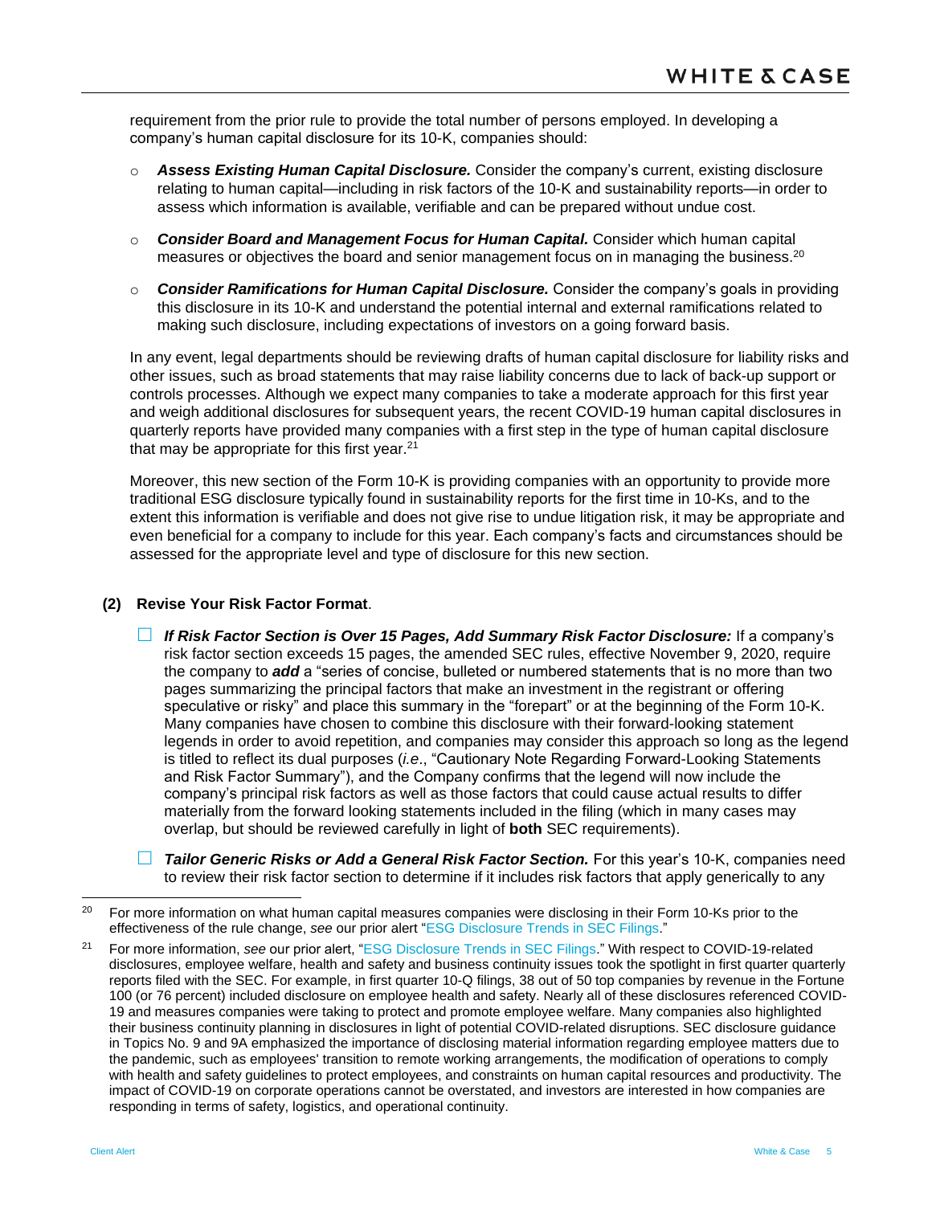requirement from the prior rule to provide the total number of persons employed. In developing a company's human capital disclosure for its 10-K, companies should:

- ***Assess Existing Human Capital Disclosure.*** Consider the company's current, existing disclosure relating to human capital—including in risk factors of the 10-K and sustainability reports—in order to assess which information is available, verifiable and can be prepared without undue cost.
- ***Consider Board and Management Focus for Human Capital.*** Consider which human capital measures or objectives the board and senior management focus on in managing the business.[20]
- ***Consider Ramifications for Human Capital Disclosure.*** Consider the company's goals in providing this disclosure in its 10-K and understand the potential internal and external ramifications related to making such disclosure, including expectations of investors on a going forward basis.

In any event, legal departments should be reviewing drafts of human capital disclosure for liability risks and other issues, such as broad statements that may raise liability concerns due to lack of back-up support or controls processes. Although we expect many companies to take a moderate approach for this first year and weigh additional disclosures for subsequent years, the recent COVID-19 human capital disclosures in quarterly reports have provided many companies with a first step in the type of human capital disclosure that may be appropriate for this first year.[21]

Moreover, this new section of the Form 10-K is providing companies with an opportunity to provide more traditional ESG disclosure typically found in sustainability reports for the first time in 10-Ks, and to the extent this information is verifiable and does not give rise to undue litigation risk, it may be appropriate and even beneficial for a company to include for this year. Each company's facts and circumstances should be assessed for the appropriate level and type of disclosure for this new section.

**(2) Revise Your Risk Factor Format**.

- ☐ ***If Risk Factor Section is Over 15 Pages, Add Summary Risk Factor Disclosure:*** If a company's risk factor section exceeds 15 pages, the amended SEC rules, effective November 9, 2020, require the company to ***add*** a "series of concise, bulleted or numbered statements that is no more than two pages summarizing the principal factors that make an investment in the registrant or offering speculative or risky" and place this summary in the "forepart" or at the beginning of the Form 10-K. Many companies have chosen to combine this disclosure with their forward-looking statement legends in order to avoid repetition, and companies may consider this approach so long as the legend is titled to reflect its dual purposes (*i.e*., "Cautionary Note Regarding Forward-Looking Statements and Risk Factor Summary"), and the Company confirms that the legend will now include the company's principal risk factors as well as those factors that could cause actual results to differ materially from the forward looking statements included in the filing (which in many cases may overlap, but should be reviewed carefully in light of **both** SEC requirements).
- ☐ ***Tailor Generic Risks or Add a General Risk Factor Section.*** For this year's 10-K, companies need to review their risk factor section to determine if it includes risk factors that apply generically to any

---

[20] For more information on what human capital measures companies were disclosing in their Form 10-Ks prior to the effectiveness of the rule change, *see* our prior alert "ESG Disclosure Trends in SEC Filings."

[21] For more information, *see* our prior alert, "ESG Disclosure Trends in SEC Filings." With respect to COVID-19-related disclosures, employee welfare, health and safety and business continuity issues took the spotlight in first quarter quarterly reports filed with the SEC. For example, in first quarter 10-Q filings, 38 out of 50 top companies by revenue in the Fortune 100 (or 76 percent) included disclosure on employee health and safety. Nearly all of these disclosures referenced COVID-19 and measures companies were taking to protect and promote employee welfare. Many companies also highlighted their business continuity planning in disclosures in light of potential COVID-related disruptions. SEC disclosure guidance in Topics No. 9 and 9A emphasized the importance of disclosing material information regarding employee matters due to the pandemic, such as employees' transition to remote working arrangements, the modification of operations to comply with health and safety guidelines to protect employees, and constraints on human capital resources and productivity. The impact of COVID-19 on corporate operations cannot be overstated, and investors are interested in how companies are responding in terms of safety, logistics, and operational continuity.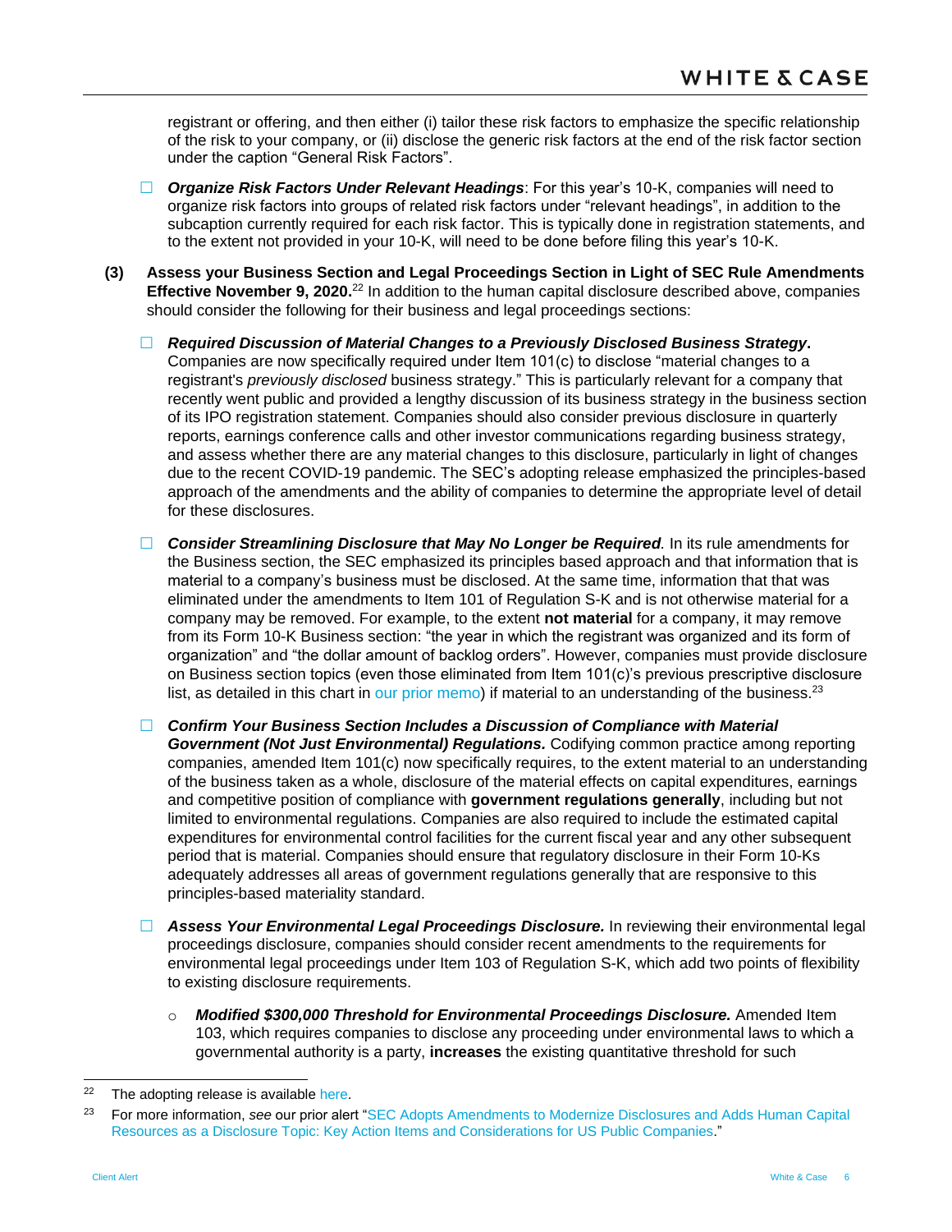registrant or offering, and then either (i) tailor these risk factors to emphasize the specific relationship of the risk to your company, or (ii) disclose the generic risk factors at the end of the risk factor section under the caption "General Risk Factors".

- ☐ ***Organize Risk Factors Under Relevant Headings***: For this year's 10-K, companies will need to organize risk factors into groups of related risk factors under "relevant headings", in addition to the subcaption currently required for each risk factor. This is typically done in registration statements, and to the extent not provided in your 10-K, will need to be done before filing this year's 10-K.

**(3) Assess your Business Section and Legal Proceedings Section in Light of SEC Rule Amendments Effective November 9, 2020.**[22] In addition to the human capital disclosure described above, companies should consider the following for their business and legal proceedings sections:

- ☐ ***Required Discussion of Material Changes to a Previously Disclosed Business Strategy*.** Companies are now specifically required under Item 101(c) to disclose "material changes to a registrant's *previously disclosed* business strategy." This is particularly relevant for a company that recently went public and provided a lengthy discussion of its business strategy in the business section of its IPO registration statement. Companies should also consider previous disclosure in quarterly reports, earnings conference calls and other investor communications regarding business strategy, and assess whether there are any material changes to this disclosure, particularly in light of changes due to the recent COVID-19 pandemic. The SEC's adopting release emphasized the principles-based approach of the amendments and the ability of companies to determine the appropriate level of detail for these disclosures.

- ☐ ***Consider Streamlining Disclosure that May No Longer be Required*.** In its rule amendments for the Business section, the SEC emphasized its principles based approach and that information that is material to a company's business must be disclosed. At the same time, information that was eliminated under the amendments to Item 101 of Regulation S-K and is not otherwise material for a company may be removed. For example, to the extent **not material** for a company, it may remove from its Form 10-K Business section: "the year in which the registrant was organized and its form of organization" and "the dollar amount of backlog orders". However, companies must provide disclosure on Business section topics (even those eliminated from Item 101(c)'s previous prescriptive disclosure list, as detailed in this chart in our prior memo) if material to an understanding of the business.[23]

- ☐ ***Confirm Your Business Section Includes a Discussion of Compliance with Material Government (Not Just Environmental) Regulations.*** Codifying common practice among reporting companies, amended Item 101(c) now specifically requires, to the extent material to an understanding of the business taken as a whole, disclosure of the material effects on capital expenditures, earnings and competitive position of compliance with **government regulations generally**, including but not limited to environmental regulations. Companies are also required to include the estimated capital expenditures for environmental control facilities for the current fiscal year and any other subsequent period that is material. Companies should ensure that regulatory disclosure in their Form 10-Ks adequately addresses all areas of government regulations generally that are responsive to this principles-based materiality standard.

- ☐ ***Assess Your Environmental Legal Proceedings Disclosure.*** In reviewing their environmental legal proceedings disclosure, companies should consider recent amendments to the requirements for environmental legal proceedings under Item 103 of Regulation S-K, which add two points of flexibility to existing disclosure requirements.

  - ***Modified $300,000 Threshold for Environmental Proceedings Disclosure.*** Amended Item 103, which requires companies to disclose any proceeding under environmental laws to which a governmental authority is a party, **increases** the existing quantitative threshold for such

---

[22] The adopting release is available here.

[23] For more information, *see* our prior alert "SEC Adopts Amendments to Modernize Disclosures and Adds Human Capital Resources as a Disclosure Topic: Key Action Items and Considerations for US Public Companies."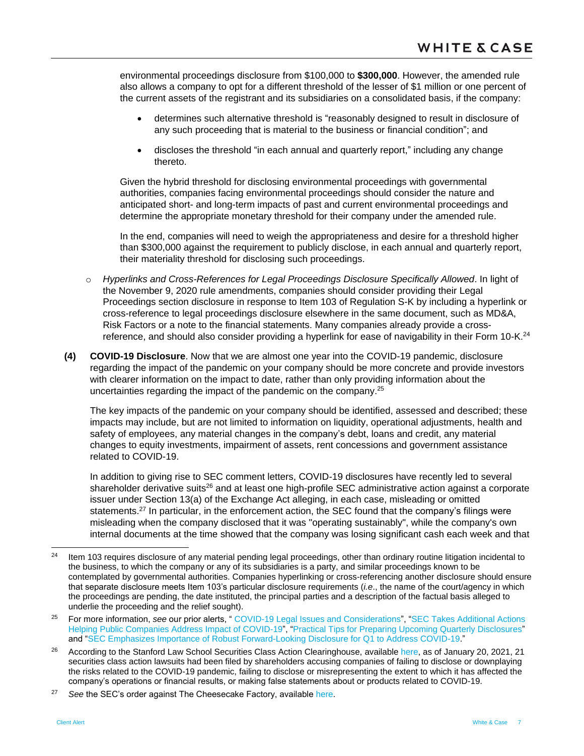environmental proceedings disclosure from $100,000 to **$300,000**. However, the amended rule also allows a company to opt for a different threshold of the lesser of $1 million or one percent of the current assets of the registrant and its subsidiaries on a consolidated basis, if the company:

- determines such alternative threshold is "reasonably designed to result in disclosure of any such proceeding that is material to the business or financial condition"; and
- discloses the threshold "in each annual and quarterly report," including any change thereto.

Given the hybrid threshold for disclosing environmental proceedings with governmental authorities, companies facing environmental proceedings should consider the nature and anticipated short- and long-term impacts of past and current environmental proceedings and determine the appropriate monetary threshold for their company under the amended rule.

In the end, companies will need to weigh the appropriateness and desire for a threshold higher than $300,000 against the requirement to publicly disclose, in each annual and quarterly report, their materiality threshold for disclosing such proceedings.

- *Hyperlinks and Cross-References for Legal Proceedings Disclosure Specifically Allowed*. In light of the November 9, 2020 rule amendments, companies should consider providing their Legal Proceedings section disclosure in response to Item 103 of Regulation S-K by including a hyperlink or cross-reference to legal proceedings disclosure elsewhere in the same document, such as MD&A, Risk Factors or a note to the financial statements. Many companies already provide a cross-reference, and should also consider providing a hyperlink for ease of navigability in their Form 10-K.[24]

**(4) COVID-19 Disclosure**. Now that we are almost one year into the COVID-19 pandemic, disclosure regarding the impact of the pandemic on your company should be more concrete and provide investors with clearer information on the impact to date, rather than only providing information about the uncertainties regarding the impact of the pandemic on the company.[25]

The key impacts of the pandemic on your company should be identified, assessed and described; these impacts may include, but are not limited to information on liquidity, operational adjustments, health and safety of employees, any material changes in the company's debt, loans and credit, any material changes to equity investments, impairment of assets, rent concessions and government assistance related to COVID-19.

In addition to giving rise to SEC comment letters, COVID-19 disclosures have recently led to several shareholder derivative suits[26] and at least one high-profile SEC administrative action against a corporate issuer under Section 13(a) of the Exchange Act alleging, in each case, misleading or omitted statements.[27] In particular, in the enforcement action, the SEC found that the company's filings were misleading when the company disclosed that it was "operating sustainably", while the company's own internal documents at the time showed that the company was losing significant cash each week and that

---

[24] Item 103 requires disclosure of any material pending legal proceedings, other than ordinary routine litigation incidental to the business, to which the company or any of its subsidiaries is a party, and similar proceedings known to be contemplated by governmental authorities. Companies hyperlinking or cross-referencing another disclosure should ensure that separate disclosure meets Item 103's particular disclosure requirements (*i.e*., the name of the court/agency in which the proceedings are pending, the date instituted, the principal parties and a description of the factual basis alleged to underlie the proceeding and the relief sought).

[25] For more information, *see* our prior alerts, " COVID-19 Legal Issues and Considerations", "SEC Takes Additional Actions Helping Public Companies Address Impact of COVID-19", "Practical Tips for Preparing Upcoming Quarterly Disclosures" and "SEC Emphasizes Importance of Robust Forward-Looking Disclosure for Q1 to Address COVID-19."

[26] According to the Stanford Law School Securities Class Action Clearinghouse, available here, as of January 20, 2021, 21 securities class action lawsuits had been filed by shareholders accusing companies of failing to disclose or downplaying the risks related to the COVID-19 pandemic, failing to disclose or misrepresenting the extent to which it has affected the company's operations or financial results, or making false statements about or products related to COVID-19.

[27] *See* the SEC's order against The Cheesecake Factory, available here.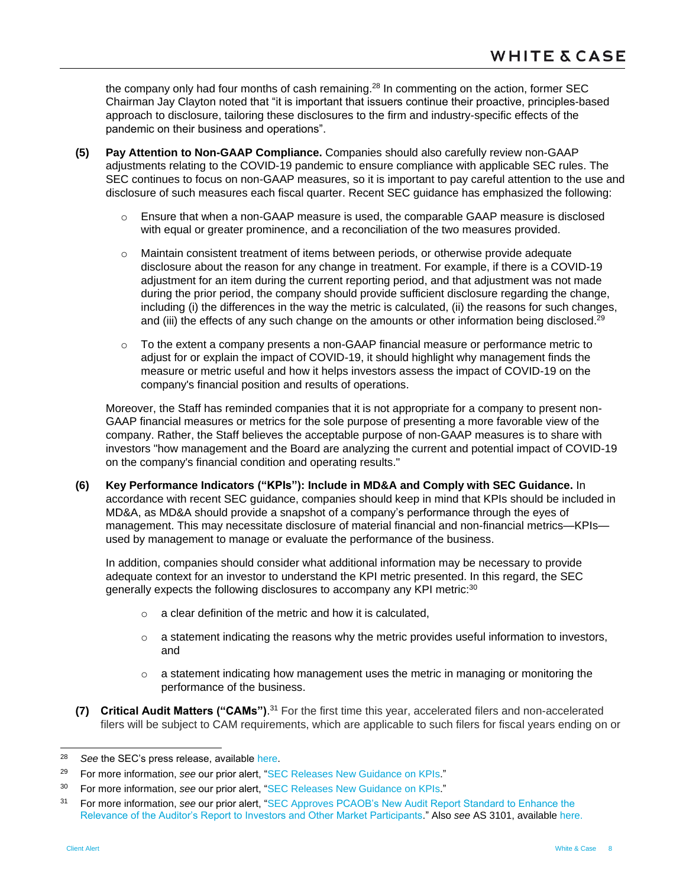the company only had four months of cash remaining.[28] In commenting on the action, former SEC Chairman Jay Clayton noted that "it is important that issuers continue their proactive, principles-based approach to disclosure, tailoring these disclosures to the firm and industry-specific effects of the pandemic on their business and operations".

**(5) Pay Attention to Non-GAAP Compliance.** Companies should also carefully review non-GAAP adjustments relating to the COVID-19 pandemic to ensure compliance with applicable SEC rules. The SEC continues to focus on non-GAAP measures, so it is important to pay careful attention to the use and disclosure of such measures each fiscal quarter. Recent SEC guidance has emphasized the following:

- Ensure that when a non-GAAP measure is used, the comparable GAAP measure is disclosed with equal or greater prominence, and a reconciliation of the two measures provided.
- Maintain consistent treatment of items between periods, or otherwise provide adequate disclosure about the reason for any change in treatment. For example, if there is a COVID-19 adjustment for an item during the current reporting period, and that adjustment was not made during the prior period, the company should provide sufficient disclosure regarding the change, including (i) the differences in the way the metric is calculated, (ii) the reasons for such changes, and (iii) the effects of any such change on the amounts or other information being disclosed.[29]
- To the extent a company presents a non-GAAP financial measure or performance metric to adjust for or explain the impact of COVID-19, it should highlight why management finds the measure or metric useful and how it helps investors assess the impact of COVID-19 on the company's financial position and results of operations.

Moreover, the Staff has reminded companies that it is not appropriate for a company to present non-GAAP financial measures or metrics for the sole purpose of presenting a more favorable view of the company. Rather, the Staff believes the acceptable purpose of non-GAAP measures is to share with investors "how management and the Board are analyzing the current and potential impact of COVID-19 on the company's financial condition and operating results."

**(6) Key Performance Indicators ("KPIs"): Include in MD&A and Comply with SEC Guidance.** In accordance with recent SEC guidance, companies should keep in mind that KPIs should be included in MD&A, as MD&A should provide a snapshot of a company's performance through the eyes of management. This may necessitate disclosure of material financial and non-financial metrics—KPIs—used by management to manage or evaluate the performance of the business.

In addition, companies should consider what additional information may be necessary to provide adequate context for an investor to understand the KPI metric presented. In this regard, the SEC generally expects the following disclosures to accompany any KPI metric:[30]

- a clear definition of the metric and how it is calculated,
- a statement indicating the reasons why the metric provides useful information to investors, and
- a statement indicating how management uses the metric in managing or monitoring the performance of the business.

**(7) Critical Audit Matters ("CAMs")**.[31] For the first time this year, accelerated filers and non-accelerated filers will be subject to CAM requirements, which are applicable to such filers for fiscal years ending on or

---

[28] *See* the SEC's press release, available here.

[29] For more information, *see* our prior alert, "SEC Releases New Guidance on KPIs."

[30] For more information, *see* our prior alert, "SEC Releases New Guidance on KPIs."

[31] For more information, *see* our prior alert, "SEC Approves PCAOB's New Audit Report Standard to Enhance the Relevance of the Auditor's Report to Investors and Other Market Participants." Also *see* AS 3101, available here.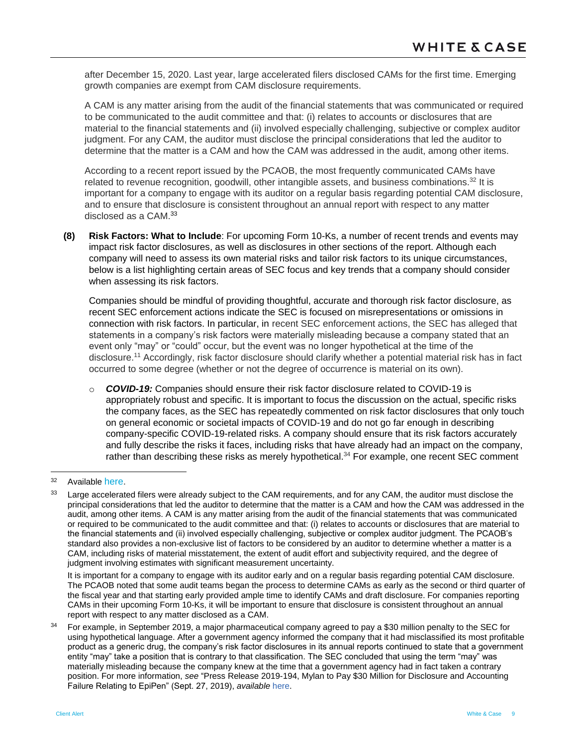after December 15, 2020. Last year, large accelerated filers disclosed CAMs for the first time. Emerging growth companies are exempt from CAM disclosure requirements.

A CAM is any matter arising from the audit of the financial statements that was communicated or required to be communicated to the audit committee and that: (i) relates to accounts or disclosures that are material to the financial statements and (ii) involved especially challenging, subjective or complex auditor judgment. For any CAM, the auditor must disclose the principal considerations that led the auditor to determine that the matter is a CAM and how the CAM was addressed in the audit, among other items.

According to a recent report issued by the PCAOB, the most frequently communicated CAMs have related to revenue recognition, goodwill, other intangible assets, and business combinations.[32] It is important for a company to engage with its auditor on a regular basis regarding potential CAM disclosure, and to ensure that disclosure is consistent throughout an annual report with respect to any matter disclosed as a CAM.[33]

**(8) Risk Factors: What to Include**: For upcoming Form 10-Ks, a number of recent trends and events may impact risk factor disclosures, as well as disclosures in other sections of the report. Although each company will need to assess its own material risks and tailor risk factors to its unique circumstances, below is a list highlighting certain areas of SEC focus and key trends that a company should consider when assessing its risk factors.

Companies should be mindful of providing thoughtful, accurate and thorough risk factor disclosure, as recent SEC enforcement actions indicate the SEC is focused on misrepresentations or omissions in connection with risk factors. In particular, in recent SEC enforcement actions, the SEC has alleged that statements in a company's risk factors were materially misleading because a company stated that an event only "may" or "could" occur, but the event was no longer hypothetical at the time of the disclosure.[11] Accordingly, risk factor disclosure should clarify whether a potential material risk has in fact occurred to some degree (whether or not the degree of occurrence is material on its own).

- ***COVID-19:*** Companies should ensure their risk factor disclosure related to COVID-19 is appropriately robust and specific. It is important to focus the discussion on the actual, specific risks the company faces, as the SEC has repeatedly commented on risk factor disclosures that only touch on general economic or societal impacts of COVID-19 and do not go far enough in describing company-specific COVID-19-related risks. A company should ensure that its risk factors accurately and fully describe the risks it faces, including risks that have already had an impact on the company, rather than describing these risks as merely hypothetical.[34] For example, one recent SEC comment

---

[32] Available here.

[33] Large accelerated filers were already subject to the CAM requirements, and for any CAM, the auditor must disclose the principal considerations that led the auditor to determine that the matter is a CAM and how the CAM was addressed in the audit, among other items. A CAM is any matter arising from the audit of the financial statements that was communicated or required to be communicated to the audit committee and that: (i) relates to accounts or disclosures that are material to the financial statements and (ii) involved especially challenging, subjective or complex auditor judgment. The PCAOB's standard also provides a non-exclusive list of factors to be considered by an auditor to determine whether a matter is a CAM, including risks of material misstatement, the extent of audit effort and subjectivity required, and the degree of judgment involving estimates with significant measurement uncertainty.

It is important for a company to engage with its auditor early and on a regular basis regarding potential CAM disclosure. The PCAOB noted that some audit teams began the process to determine CAMs as early as the second or third quarter of the fiscal year and that starting early provided ample time to identify CAMs and draft disclosure. For companies reporting CAMs in their upcoming Form 10-Ks, it will be important to ensure that disclosure is consistent throughout an annual report with respect to any matter disclosed as a CAM.

[34] For example, in September 2019, a major pharmaceutical company agreed to pay a $30 million penalty to the SEC for using hypothetical language. After a government agency informed the company that it had misclassified its most profitable product as a generic drug, the company's risk factor disclosures in its annual reports continued to state that a government entity "may" take a position that is contrary to that classification. The SEC concluded that using the term "may" was materially misleading because the company knew at the time that a government agency had in fact taken a contrary position. For more information, *see* "Press Release 2019-194, Mylan to Pay $30 Million for Disclosure and Accounting Failure Relating to EpiPen" (Sept. 27, 2019), *available* here.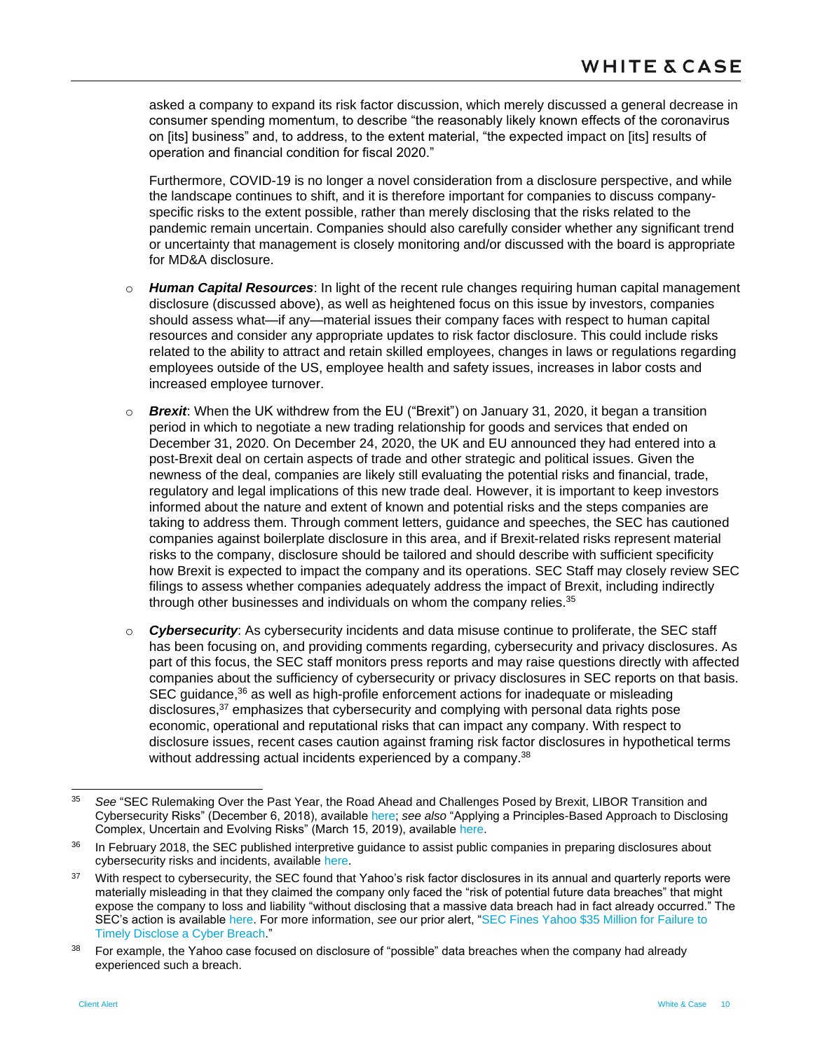asked a company to expand its risk factor discussion, which merely discussed a general decrease in consumer spending momentum, to describe "the reasonably likely known effects of the coronavirus on [its] business" and, to address, to the extent material, "the expected impact on [its] results of operation and financial condition for fiscal 2020."

Furthermore, COVID-19 is no longer a novel consideration from a disclosure perspective, and while the landscape continues to shift, and it is therefore important for companies to discuss company-specific risks to the extent possible, rather than merely disclosing that the risks related to the pandemic remain uncertain. Companies should also carefully consider whether any significant trend or uncertainty that management is closely monitoring and/or discussed with the board is appropriate for MD&A disclosure.

- ***Human Capital Resources***: In light of the recent rule changes requiring human capital management disclosure (discussed above), as well as heightened focus on this issue by investors, companies should assess what—if any—material issues their company faces with respect to human capital resources and consider any appropriate updates to risk factor disclosure. This could include risks related to the ability to attract and retain skilled employees, changes in laws or regulations regarding employees outside of the US, employee health and safety issues, increases in labor costs and increased employee turnover.

- ***Brexit***: When the UK withdrew from the EU ("Brexit") on January 31, 2020, it began a transition period in which to negotiate a new trading relationship for goods and services that ended on December 31, 2020. On December 24, 2020, the UK and EU announced they had entered into a post-Brexit deal on certain aspects of trade and other strategic and political issues. Given the newness of the deal, companies are likely still evaluating the potential risks and financial, trade, regulatory and legal implications of this new trade deal. However, it is important to keep investors informed about the nature and extent of known and potential risks and the steps companies are taking to address them. Through comment letters, guidance and speeches, the SEC has cautioned companies against boilerplate disclosure in this area, and if Brexit-related risks represent material risks to the company, disclosure should be tailored and should describe with sufficient specificity how Brexit is expected to impact the company and its operations. SEC Staff may closely review SEC filings to assess whether companies adequately address the impact of Brexit, including indirectly through other businesses and individuals on whom the company relies.[35]

- ***Cybersecurity***: As cybersecurity incidents and data misuse continue to proliferate, the SEC staff has been focusing on, and providing comments regarding, cybersecurity and privacy disclosures. As part of this focus, the SEC staff monitors press reports and may raise questions directly with affected companies about the sufficiency of cybersecurity or privacy disclosures in SEC reports on that basis. SEC guidance,[36] as well as high-profile enforcement actions for inadequate or misleading disclosures,[37] emphasizes that cybersecurity and complying with personal data rights pose economic, operational and reputational risks that can impact any company. With respect to disclosure issues, recent cases caution against framing risk factor disclosures in hypothetical terms without addressing actual incidents experienced by a company.[38]

---

[35] *See* "SEC Rulemaking Over the Past Year, the Road Ahead and Challenges Posed by Brexit, LIBOR Transition and Cybersecurity Risks" (December 6, 2018), available here; *see also* "Applying a Principles-Based Approach to Disclosing Complex, Uncertain and Evolving Risks" (March 15, 2019), available here.

[36] In February 2018, the SEC published interpretive guidance to assist public companies in preparing disclosures about cybersecurity risks and incidents, available here.

[37] With respect to cybersecurity, the SEC found that Yahoo's risk factor disclosures in its annual and quarterly reports were materially misleading in that they claimed the company only faced the "risk of potential future data breaches" that might expose the company to loss and liability "without disclosing that a massive data breach had in fact already occurred." The SEC's action is available here. For more information, *see* our prior alert, "SEC Fines Yahoo $35 Million for Failure to Timely Disclose a Cyber Breach."

[38] For example, the Yahoo case focused on disclosure of "possible" data breaches when the company had already experienced such a breach.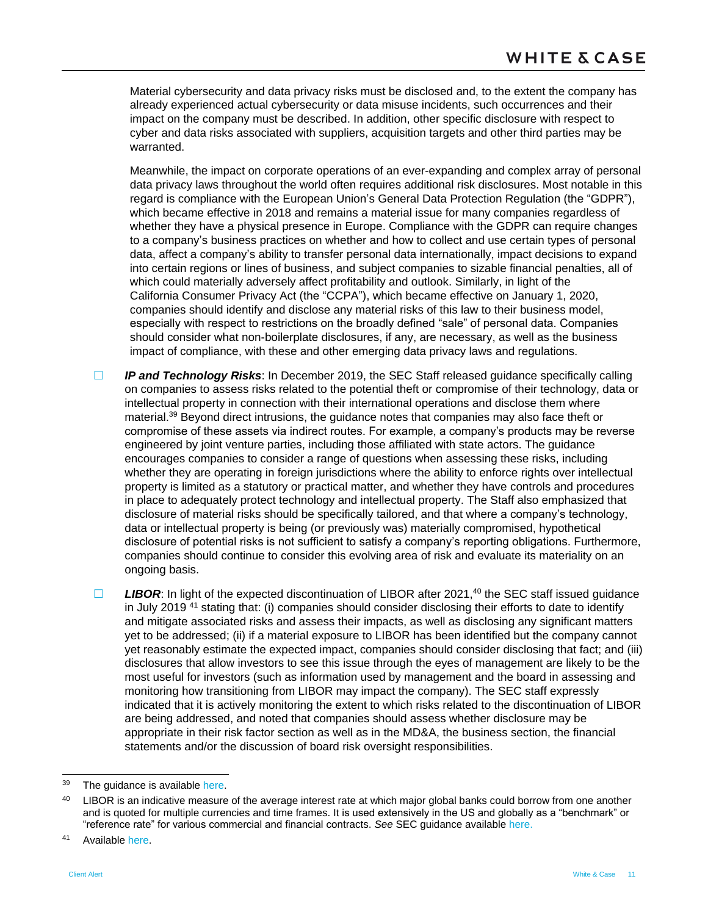Material cybersecurity and data privacy risks must be disclosed and, to the extent the company has already experienced actual cybersecurity or data misuse incidents, such occurrences and their impact on the company must be described. In addition, other specific disclosure with respect to cyber and data risks associated with suppliers, acquisition targets and other third parties may be warranted.

Meanwhile, the impact on corporate operations of an ever-expanding and complex array of personal data privacy laws throughout the world often requires additional risk disclosures. Most notable in this regard is compliance with the European Union's General Data Protection Regulation (the "GDPR"), which became effective in 2018 and remains a material issue for many companies regardless of whether they have a physical presence in Europe. Compliance with the GDPR can require changes to a company's business practices on whether and how to collect and use certain types of personal data, affect a company's ability to transfer personal data internationally, impact decisions to expand into certain regions or lines of business, and subject companies to sizable financial penalties, all of which could materially adversely affect profitability and outlook. Similarly, in light of the California Consumer Privacy Act (the "CCPA"), which became effective on January 1, 2020, companies should identify and disclose any material risks of this law to their business model, especially with respect to restrictions on the broadly defined "sale" of personal data. Companies should consider what non-boilerplate disclosures, if any, are necessary, as well as the business impact of compliance, with these and other emerging data privacy laws and regulations.

- ☐ ***IP and Technology Risks***: In December 2019, the SEC Staff released guidance specifically calling on companies to assess risks related to the potential theft or compromise of their technology, data or intellectual property in connection with their international operations and disclose them where material.[39] Beyond direct intrusions, the guidance notes that companies may also face theft or compromise of these assets via indirect routes. For example, a company's products may be reverse engineered by joint venture parties, including those affiliated with state actors. The guidance encourages companies to consider a range of questions when assessing these risks, including whether they are operating in foreign jurisdictions where the ability to enforce rights over intellectual property is limited as a statutory or practical matter, and whether they have controls and procedures in place to adequately protect technology and intellectual property. The Staff also emphasized that disclosure of material risks should be specifically tailored, and that where a company's technology, data or intellectual property is being (or previously was) materially compromised, hypothetical disclosure of potential risks is not sufficient to satisfy a company's reporting obligations. Furthermore, companies should continue to consider this evolving area of risk and evaluate its materiality on an ongoing basis.

- ☐ ***LIBOR***: In light of the expected discontinuation of LIBOR after 2021,[40] the SEC staff issued guidance in July 2019 [41] stating that: (i) companies should consider disclosing their efforts to date to identify and mitigate associated risks and assess their impacts, as well as disclosing any significant matters yet to be addressed; (ii) if a material exposure to LIBOR has been identified but the company cannot yet reasonably estimate the expected impact, companies should consider disclosing that fact; and (iii) disclosures that allow investors to see this issue through the eyes of management are likely to be the most useful for investors (such as information used by management and the board in assessing and monitoring how transitioning from LIBOR may impact the company). The SEC staff expressly indicated that it is actively monitoring the extent to which risks related to the discontinuation of LIBOR are being addressed, and noted that companies should assess whether disclosure may be appropriate in their risk factor section as well as in the MD&A, the business section, the financial statements and/or the discussion of board risk oversight responsibilities.

---

[39] The guidance is available here.

[40] LIBOR is an indicative measure of the average interest rate at which major global banks could borrow from one another and is quoted for multiple currencies and time frames. It is used extensively in the US and globally as a "benchmark" or "reference rate" for various commercial and financial contracts. *See* SEC guidance available here.

[41] Available here.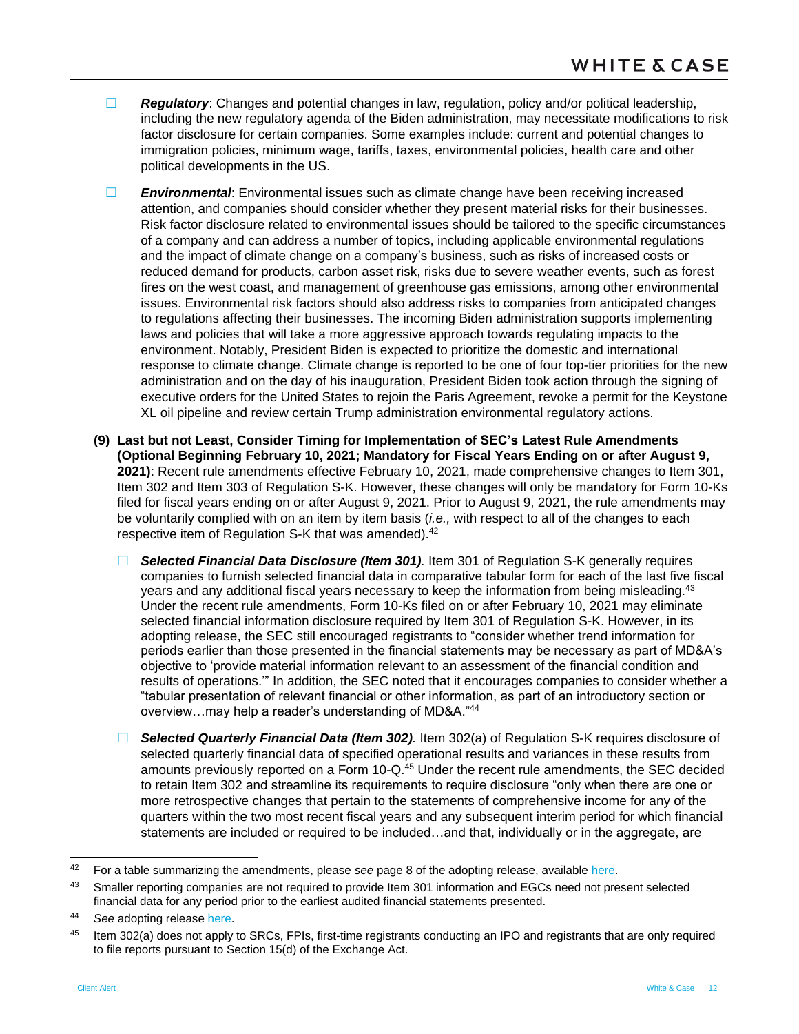- ☐ ***Regulatory***: Changes and potential changes in law, regulation, policy and/or political leadership, including the new regulatory agenda of the Biden administration, may necessitate modifications to risk factor disclosure for certain companies. Some examples include: current and potential changes to immigration policies, minimum wage, tariffs, taxes, environmental policies, health care and other political developments in the US.

- ☐ ***Environmental***: Environmental issues such as climate change have been receiving increased attention, and companies should consider whether they present material risks for their businesses. Risk factor disclosure related to environmental issues should be tailored to the specific circumstances of a company and can address a number of topics, including applicable environmental regulations and the impact of climate change on a company's business, such as risks of increased costs or reduced demand for products, carbon asset risk, risks due to severe weather events, such as forest fires on the west coast, and management of greenhouse gas emissions, among other environmental issues. Environmental risk factors should also address risks to companies from anticipated changes to regulations affecting their businesses. The incoming Biden administration supports implementing laws and policies that will take a more aggressive approach towards regulating impacts to the environment. Notably, President Biden is expected to prioritize the domestic and international response to climate change. Climate change is reported to be one of four top-tier priorities for the new administration and on the day of his inauguration, President Biden took action through the signing of executive orders for the United States to rejoin the Paris Agreement, revoke a permit for the Keystone XL oil pipeline and review certain Trump administration environmental regulatory actions.

**(9) Last but not Least, Consider Timing for Implementation of SEC's Latest Rule Amendments (Optional Beginning February 10, 2021; Mandatory for Fiscal Years Ending on or after August 9, 2021)**: Recent rule amendments effective February 10, 2021, made comprehensive changes to Item 301, Item 302 and Item 303 of Regulation S-K. However, these changes will only be mandatory for Form 10-Ks filed for fiscal years ending on or after August 9, 2021. Prior to August 9, 2021, the rule amendments may be voluntarily complied with on an item by item basis (*i.e.,* with respect to all of the changes to each respective item of Regulation S-K that was amended).[42]

- ☐ ***Selected Financial Data Disclosure (Item 301).*** Item 301 of Regulation S-K generally requires companies to furnish selected financial data in comparative tabular form for each of the last five fiscal years and any additional fiscal years necessary to keep the information from being misleading.[43] Under the recent rule amendments, Form 10-Ks filed on or after February 10, 2021 may eliminate selected financial information disclosure required by Item 301 of Regulation S-K. However, in its adopting release, the SEC still encouraged registrants to "consider whether trend information for periods earlier than those presented in the financial statements may be necessary as part of MD&A's objective to 'provide material information relevant to an assessment of the financial condition and results of operations.'" In addition, the SEC noted that it encourages companies to consider whether a "tabular presentation of relevant financial or other information, as part of an introductory section or overview…may help a reader's understanding of MD&A."[44]

- ☐ ***Selected Quarterly Financial Data (Item 302).*** Item 302(a) of Regulation S-K requires disclosure of selected quarterly financial data of specified operational results and variances in these results from amounts previously reported on a Form 10-Q.[45] Under the recent rule amendments, the SEC decided to retain Item 302 and streamline its requirements to require disclosure "only when there are one or more retrospective changes that pertain to the statements of comprehensive income for any of the quarters within the two most recent fiscal years and any subsequent interim period for which financial statements are included or required to be included…and that, individually or in the aggregate, are

---

[42] For a table summarizing the amendments, please *see* page 8 of the adopting release, available here.

[43] Smaller reporting companies are not required to provide Item 301 information and EGCs need not present selected financial data for any period prior to the earliest audited financial statements presented.

[44] *See* adopting release here.

[45] Item 302(a) does not apply to SRCs, FPIs, first-time registrants conducting an IPO and registrants that are only required to file reports pursuant to Section 15(d) of the Exchange Act.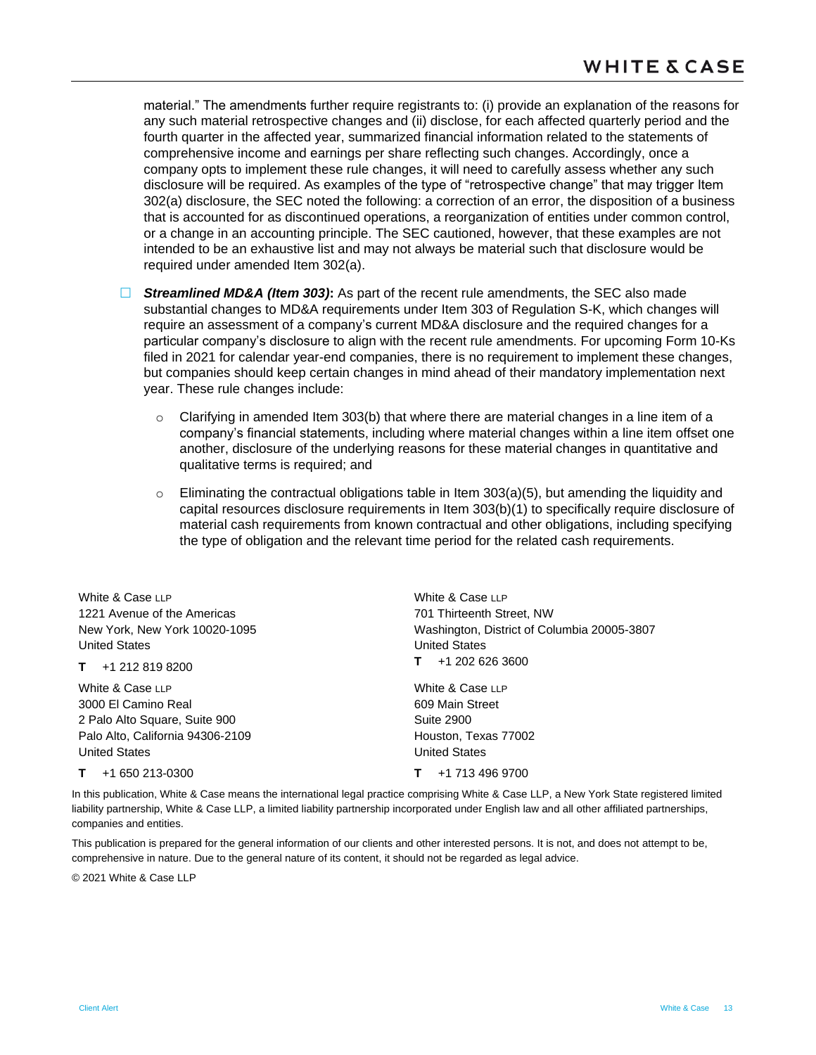material." The amendments further require registrants to: (i) provide an explanation of the reasons for any such material retrospective changes and (ii) disclose, for each affected quarterly period and the fourth quarter in the affected year, summarized financial information related to the statements of comprehensive income and earnings per share reflecting such changes. Accordingly, once a company opts to implement these rule changes, it will need to carefully assess whether any such disclosure will be required. As examples of the type of "retrospective change" that may trigger Item 302(a) disclosure, the SEC noted the following: a correction of an error, the disposition of a business that is accounted for as discontinued operations, a reorganization of entities under common control, or a change in an accounting principle. The SEC cautioned, however, that these examples are not intended to be an exhaustive list and may not always be material such that disclosure would be required under amended Item 302(a).

- ***Streamlined MD&A (Item 303)*:** As part of the recent rule amendments, the SEC also made substantial changes to MD&A requirements under Item 303 of Regulation S-K, which changes will require an assessment of a company's current MD&A disclosure and the required changes for a particular company's disclosure to align with the recent rule amendments. For upcoming Form 10-Ks filed in 2021 for calendar year-end companies, there is no requirement to implement these changes, but companies should keep certain changes in mind ahead of their mandatory implementation next year. These rule changes include:
  - Clarifying in amended Item 303(b) that where there are material changes in a line item of a company's financial statements, including where material changes within a line item offset one another, disclosure of the underlying reasons for these material changes in quantitative and qualitative terms is required; and
  - Eliminating the contractual obligations table in Item 303(a)(5), but amending the liquidity and capital resources disclosure requirements in Item 303(b)(1) to specifically require disclosure of material cash requirements from known contractual and other obligations, including specifying the type of obligation and the relevant time period for the related cash requirements.

White & Case LLP
1221 Avenue of the Americas
New York, New York 10020-1095
United States

**T** +1 212 819 8200

White & Case LLP
701 Thirteenth Street, NW
Washington, District of Columbia 20005-3807
United States

**T** +1 202 626 3600

White & Case LLP
3000 El Camino Real
2 Palo Alto Square, Suite 900
Palo Alto, California 94306-2109
United States

**T** +1 650 213-0300

White & Case LLP
609 Main Street
Suite 2900
Houston, Texas 77002
United States

**T** +1 713 496 9700

In this publication, White & Case means the international legal practice comprising White & Case LLP, a New York State registered limited liability partnership, White & Case LLP, a limited liability partnership incorporated under English law and all other affiliated partnerships, companies and entities.

This publication is prepared for the general information of our clients and other interested persons. It is not, and does not attempt to be, comprehensive in nature. Due to the general nature of its content, it should not be regarded as legal advice.

© 2021 White & Case LLP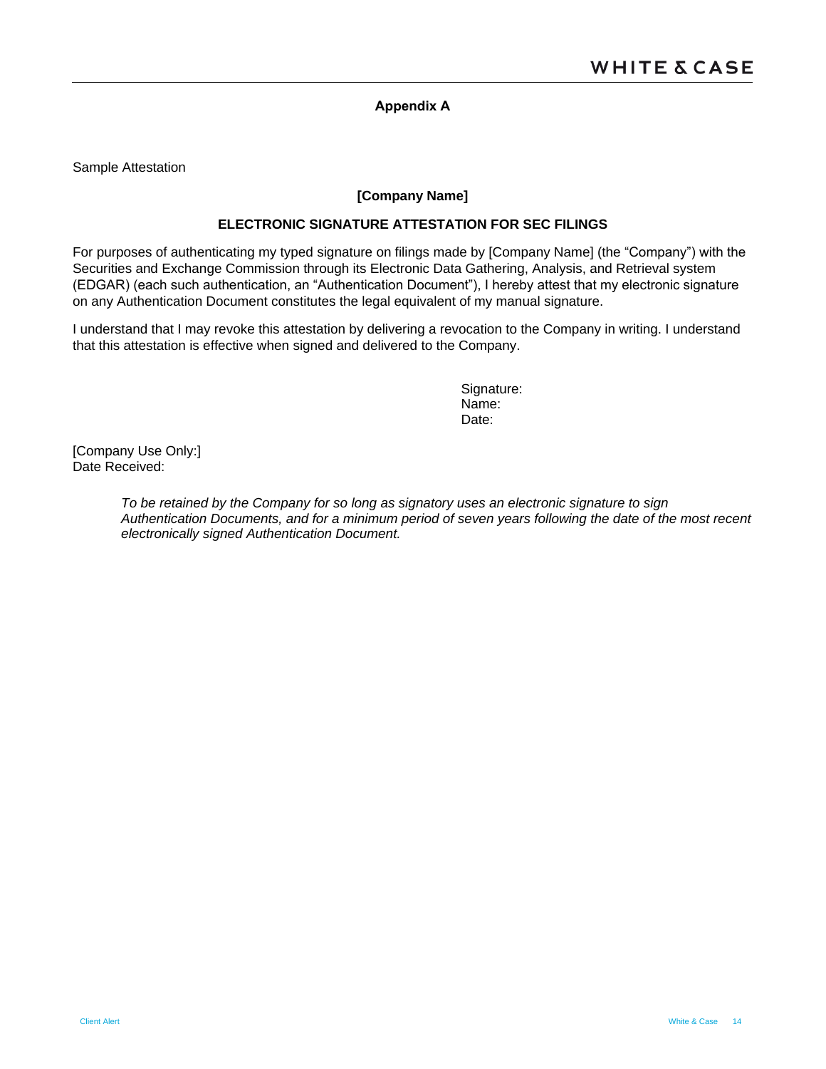## Appendix A

Sample Attestation

**[Company Name]**

**ELECTRONIC SIGNATURE ATTESTATION FOR SEC FILINGS**

For purposes of authenticating my typed signature on filings made by [Company Name] (the "Company") with the Securities and Exchange Commission through its Electronic Data Gathering, Analysis, and Retrieval system (EDGAR) (each such authentication, an "Authentication Document"), I hereby attest that my electronic signature on any Authentication Document constitutes the legal equivalent of my manual signature.

I understand that I may revoke this attestation by delivering a revocation to the Company in writing. I understand that this attestation is effective when signed and delivered to the Company.

Signature:
Name:
Date:

[Company Use Only:]
Date Received:

*To be retained by the Company for so long as signatory uses an electronic signature to sign Authentication Documents, and for a minimum period of seven years following the date of the most recent electronically signed Authentication Document.*